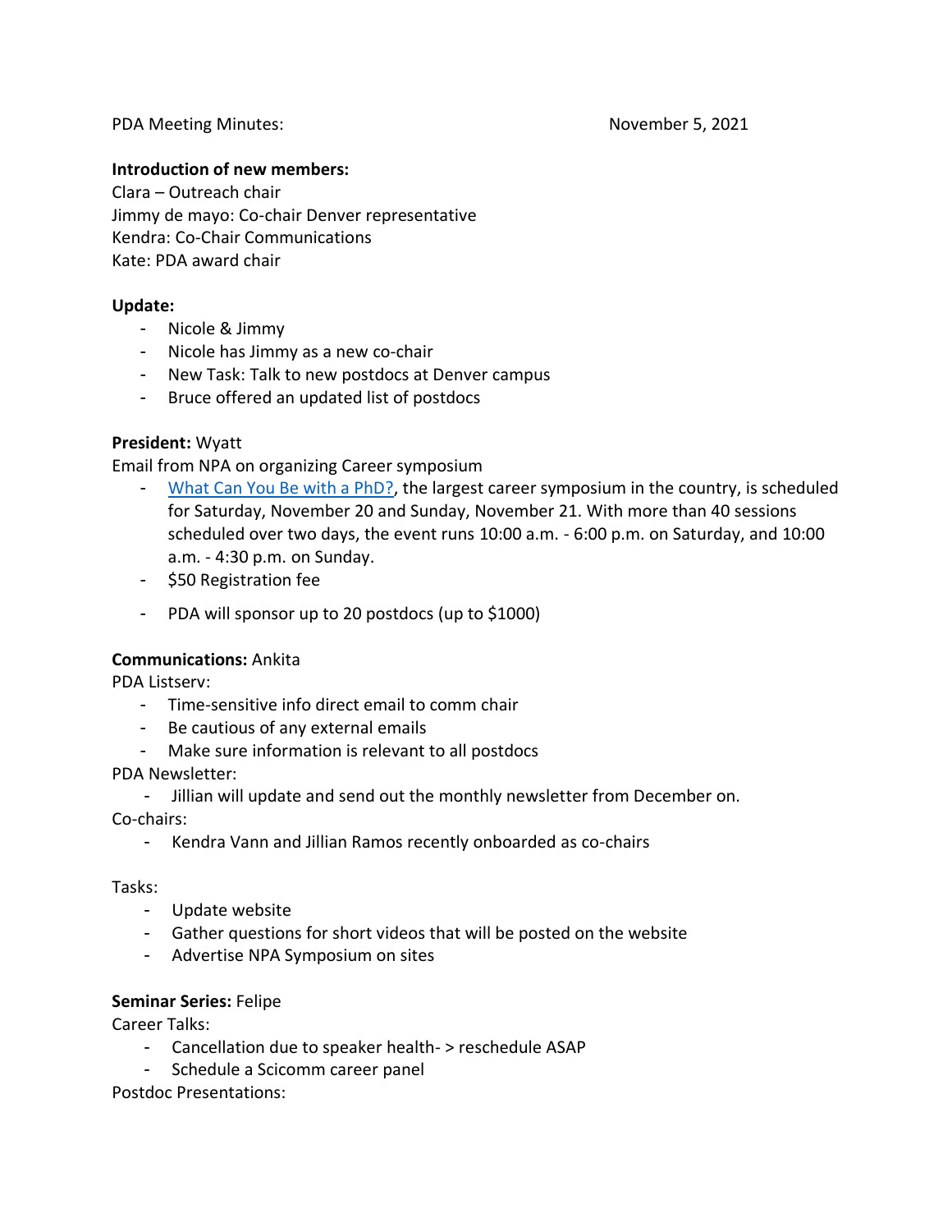PDA Meeting Minutes: November 5, 2021

**Introduction of new members:**

Clara – Outreach chair
Jimmy de mayo: Co-chair Denver representative
Kendra: Co-Chair Communications
Kate: PDA award chair

**Update:**

- Nicole & Jimmy
- Nicole has Jimmy as a new co-chair
- New Task: Talk to new postdocs at Denver campus
- Bruce offered an updated list of postdocs

**President:** Wyatt

Email from NPA on organizing Career symposium

- [What Can You Be with a PhD?](), the largest career symposium in the country, is scheduled for Saturday, November 20 and Sunday, November 21. With more than 40 sessions scheduled over two days, the event runs 10:00 a.m. - 6:00 p.m. on Saturday, and 10:00 a.m. - 4:30 p.m. on Sunday.
- $50 Registration fee
- PDA will sponsor up to 20 postdocs (up to $1000)

**Communications:** Ankita

PDA Listserv:

- Time-sensitive info direct email to comm chair
- Be cautious of any external emails
- Make sure information is relevant to all postdocs

PDA Newsletter:

- Jillian will update and send out the monthly newsletter from December on.

Co-chairs:

- Kendra Vann and Jillian Ramos recently onboarded as co-chairs

Tasks:

- Update website
- Gather questions for short videos that will be posted on the website
- Advertise NPA Symposium on sites

**Seminar Series:** Felipe

Career Talks:

- Cancellation due to speaker health- > reschedule ASAP
- Schedule a Scicomm career panel

Postdoc Presentations: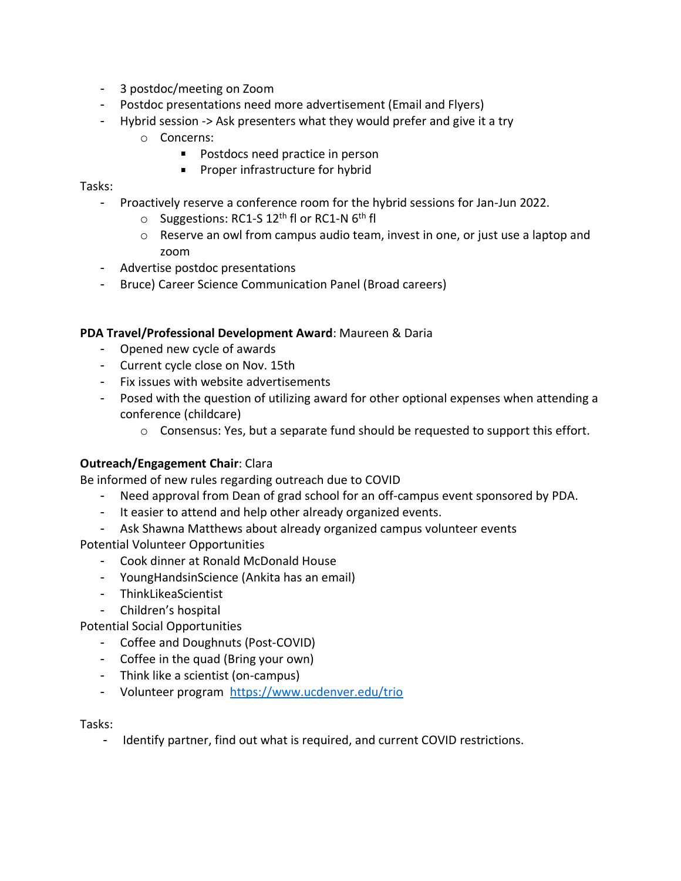- 3 postdoc/meeting on Zoom
- Postdoc presentations need more advertisement (Email and Flyers)
- Hybrid session -> Ask presenters what they would prefer and give it a try
    - Concerns:
        - Postdocs need practice in person
        - Proper infrastructure for hybrid

Tasks:

- Proactively reserve a conference room for the hybrid sessions for Jan-Jun 2022.
    - Suggestions: RC1-S 12th fl or RC1-N 6th fl
    - Reserve an owl from campus audio team, invest in one, or just use a laptop and zoom
- Advertise postdoc presentations
- Bruce) Career Science Communication Panel (Broad careers)

**PDA Travel/Professional Development Award**: Maureen & Daria

- Opened new cycle of awards
- Current cycle close on Nov. 15th
- Fix issues with website advertisements
- Posed with the question of utilizing award for other optional expenses when attending a conference (childcare)
    - Consensus: Yes, but a separate fund should be requested to support this effort.

**Outreach/Engagement Chair**: Clara

Be informed of new rules regarding outreach due to COVID

- Need approval from Dean of grad school for an off-campus event sponsored by PDA.
- It easier to attend and help other already organized events.
- Ask Shawna Matthews about already organized campus volunteer events

Potential Volunteer Opportunities

- Cook dinner at Ronald McDonald House
- YoungHandsinScience (Ankita has an email)
- ThinkLikeaScientist
- Children's hospital

Potential Social Opportunities

- Coffee and Doughnuts (Post-COVID)
- Coffee in the quad (Bring your own)
- Think like a scientist (on-campus)
- Volunteer program https://www.ucdenver.edu/trio

Tasks:

- Identify partner, find out what is required, and current COVID restrictions.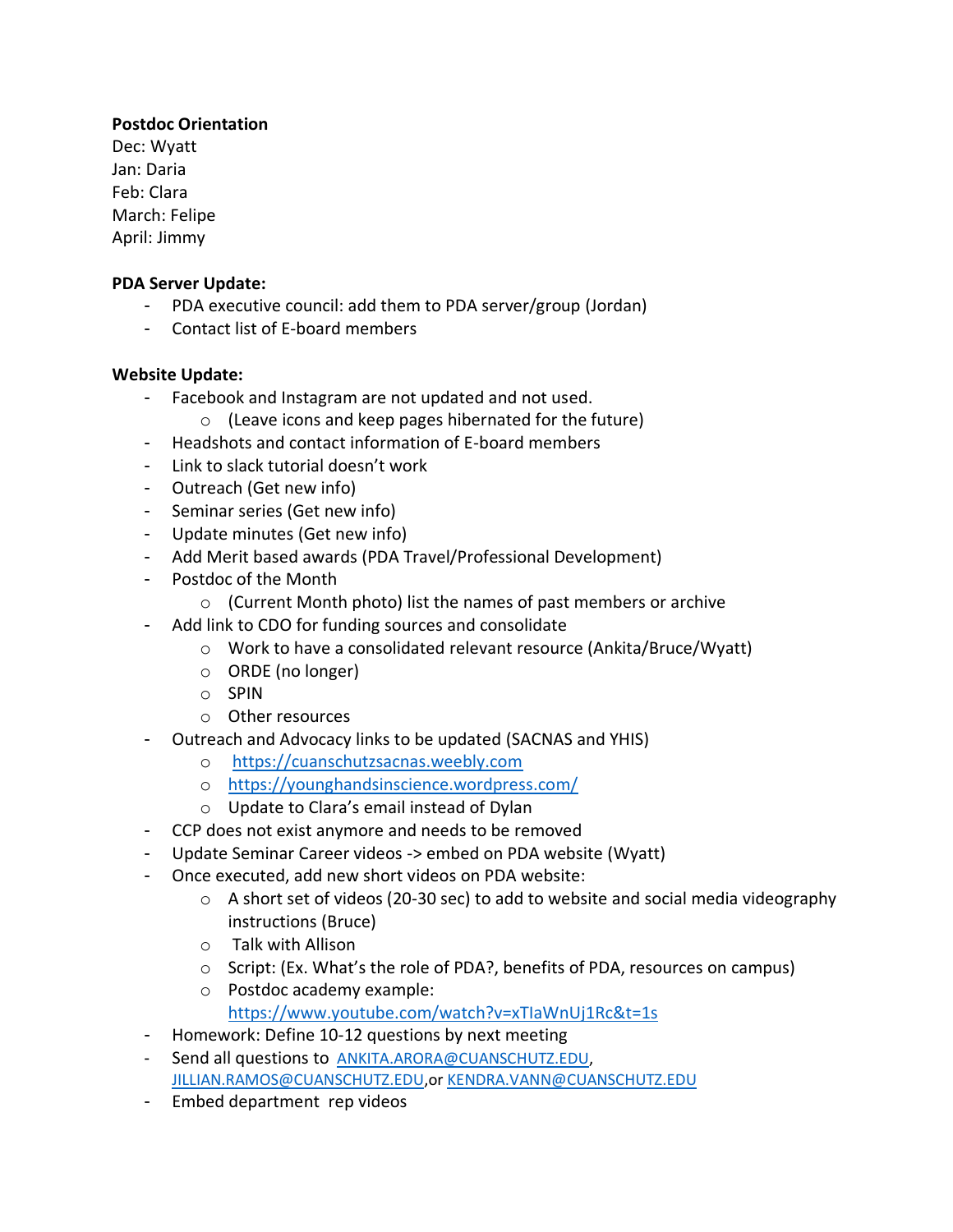**Postdoc Orientation**

Dec: Wyatt
Jan: Daria
Feb: Clara
March: Felipe
April: Jimmy

**PDA Server Update:**

- PDA executive council: add them to PDA server/group (Jordan)
- Contact list of E-board members

**Website Update:**

- Facebook and Instagram are not updated and not used.
  - (Leave icons and keep pages hibernated for the future)
- Headshots and contact information of E-board members
- Link to slack tutorial doesn't work
- Outreach (Get new info)
- Seminar series (Get new info)
- Update minutes (Get new info)
- Add Merit based awards (PDA Travel/Professional Development)
- Postdoc of the Month
  - (Current Month photo) list the names of past members or archive
- Add link to CDO for funding sources and consolidate
  - Work to have a consolidated relevant resource (Ankita/Bruce/Wyatt)
  - ORDE (no longer)
  - SPIN
  - Other resources
- Outreach and Advocacy links to be updated (SACNAS and YHIS)
  - https://cuanschutzsacnas.weebly.com
  - https://younghandsinscience.wordpress.com/
  - Update to Clara's email instead of Dylan
- CCP does not exist anymore and needs to be removed
- Update Seminar Career videos -> embed on PDA website (Wyatt)
- Once executed, add new short videos on PDA website:
  - A short set of videos (20-30 sec) to add to website and social media videography instructions (Bruce)
  - Talk with Allison
  - Script: (Ex. What's the role of PDA?, benefits of PDA, resources on campus)
  - Postdoc academy example: https://www.youtube.com/watch?v=xTlaWnUj1Rc&t=1s
- Homework: Define 10-12 questions by next meeting
- Send all questions to ANKITA.ARORA@CUANSCHUTZ.EDU, JILLIAN.RAMOS@CUANSCHUTZ.EDU,or KENDRA.VANN@CUANSCHUTZ.EDU
- Embed department rep videos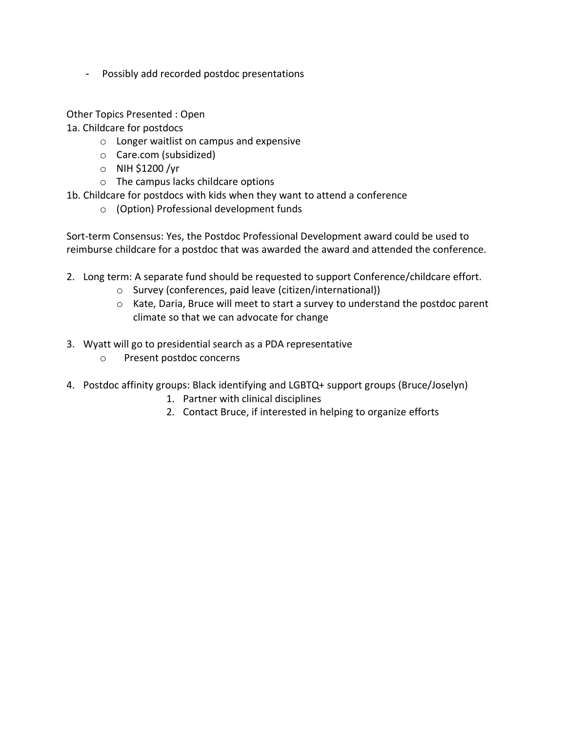- Possibly add recorded postdoc presentations

Other Topics Presented : Open

1a. Childcare for postdocs

- Longer waitlist on campus and expensive
- Care.com (subsidized)
- NIH $1200 /yr
- The campus lacks childcare options

1b. Childcare for postdocs with kids when they want to attend a conference

- (Option) Professional development funds

Sort-term Consensus: Yes, the Postdoc Professional Development award could be used to reimburse childcare for a postdoc that was awarded the award and attended the conference.

2. Long term: A separate fund should be requested to support Conference/childcare effort.
   - Survey (conferences, paid leave (citizen/international))
   - Kate, Daria, Bruce will meet to start a survey to understand the postdoc parent climate so that we can advocate for change

3. Wyatt will go to presidential search as a PDA representative
   - Present postdoc concerns

4. Postdoc affinity groups: Black identifying and LGBTQ+ support groups (Bruce/Joselyn)
   1. Partner with clinical disciplines
   2. Contact Bruce, if interested in helping to organize efforts